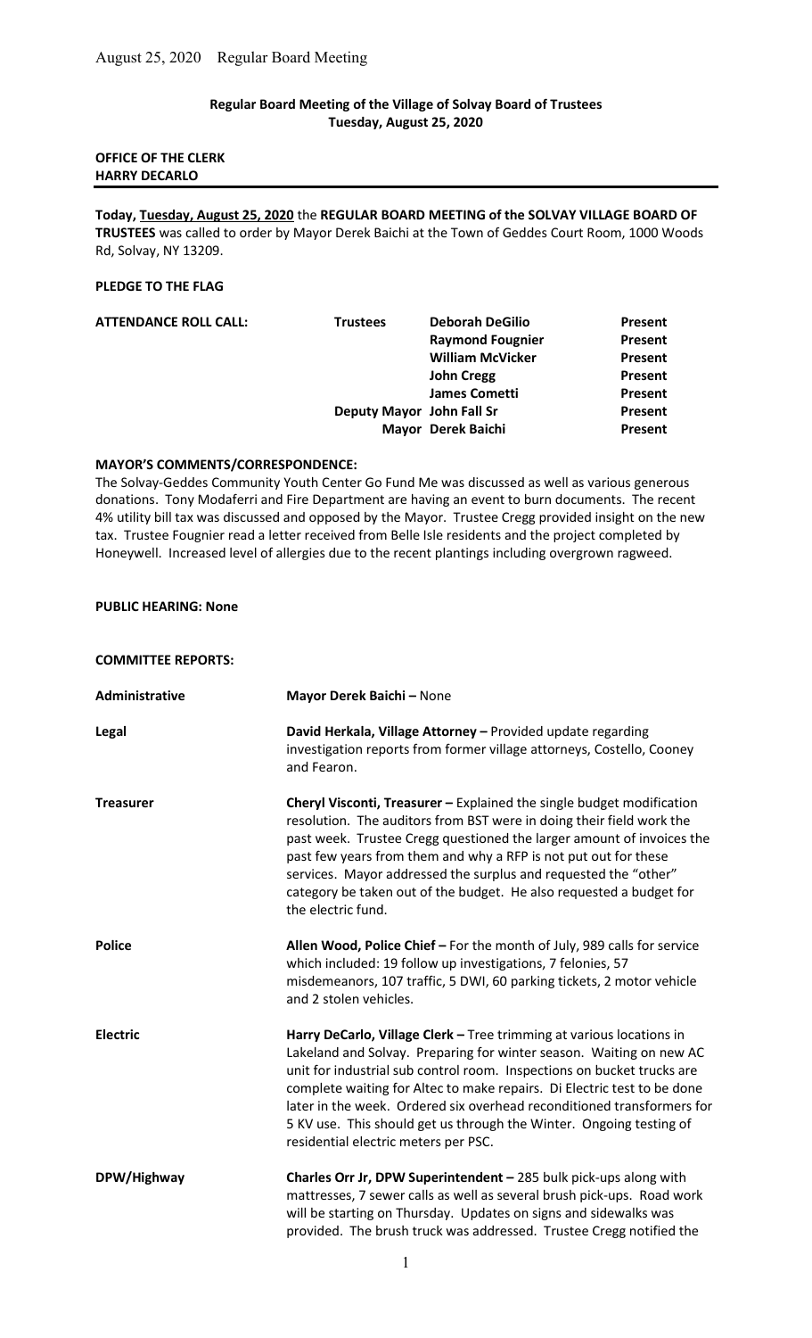**Regular Board Meeting of the Village of Solvay Board of Trustees**
**Tuesday, August 25, 2020**

**OFFICE OF THE CLERK**
**HARRY DECARLO**

---

**Today, Tuesday, August 25, 2020** the **REGULAR BOARD MEETING of the SOLVAY VILLAGE BOARD OF TRUSTEES** was called to order by Mayor Derek Baichi at the Town of Geddes Court Room, 1000 Woods Rd, Solvay, NY 13209.

**PLEDGE TO THE FLAG**

| **ATTENDANCE ROLL CALL:** | **Trustees** | **Deborah DeGilio** | **Present** |
|---|---|---|---|
| | | **Raymond Fougnier** | **Present** |
| | | **William McVicker** | **Present** |
| | | **John Cregg** | **Present** |
| | | **James Cometti** | **Present** |
| | **Deputy Mayor** | **John Fall Sr** | **Present** |
| | **Mayor** | **Derek Baichi** | **Present** |

**MAYOR'S COMMENTS/CORRESPONDENCE:**

The Solvay-Geddes Community Youth Center Go Fund Me was discussed as well as various generous donations. Tony Modaferri and Fire Department are having an event to burn documents. The recent 4% utility bill tax was discussed and opposed by the Mayor. Trustee Cregg provided insight on the new tax. Trustee Fougnier read a letter received from Belle Isle residents and the project completed by Honeywell. Increased level of allergies due to the recent plantings including overgrown ragweed.

**PUBLIC HEARING: None**

**COMMITTEE REPORTS:**

**Administrative** — **Mayor Derek Baichi –** None

**Legal** — **David Herkala, Village Attorney –** Provided update regarding investigation reports from former village attorneys, Costello, Cooney and Fearon.

**Treasurer** — **Cheryl Visconti, Treasurer –** Explained the single budget modification resolution. The auditors from BST were in doing their field work the past week. Trustee Cregg questioned the larger amount of invoices the past few years from them and why a RFP is not put out for these services. Mayor addressed the surplus and requested the "other" category be taken out of the budget. He also requested a budget for the electric fund.

**Police** — **Allen Wood, Police Chief –** For the month of July, 989 calls for service which included: 19 follow up investigations, 7 felonies, 57 misdemeanors, 107 traffic, 5 DWI, 60 parking tickets, 2 motor vehicle and 2 stolen vehicles.

**Electric** — **Harry DeCarlo, Village Clerk –** Tree trimming at various locations in Lakeland and Solvay. Preparing for winter season. Waiting on new AC unit for industrial sub control room. Inspections on bucket trucks are complete waiting for Altec to make repairs. Di Electric test to be done later in the week. Ordered six overhead reconditioned transformers for 5 KV use. This should get us through the Winter. Ongoing testing of residential electric meters per PSC.

**DPW/Highway** — **Charles Orr Jr, DPW Superintendent –** 285 bulk pick-ups along with mattresses, 7 sewer calls as well as several brush pick-ups. Road work will be starting on Thursday. Updates on signs and sidewalks was provided. The brush truck was addressed. Trustee Cregg notified the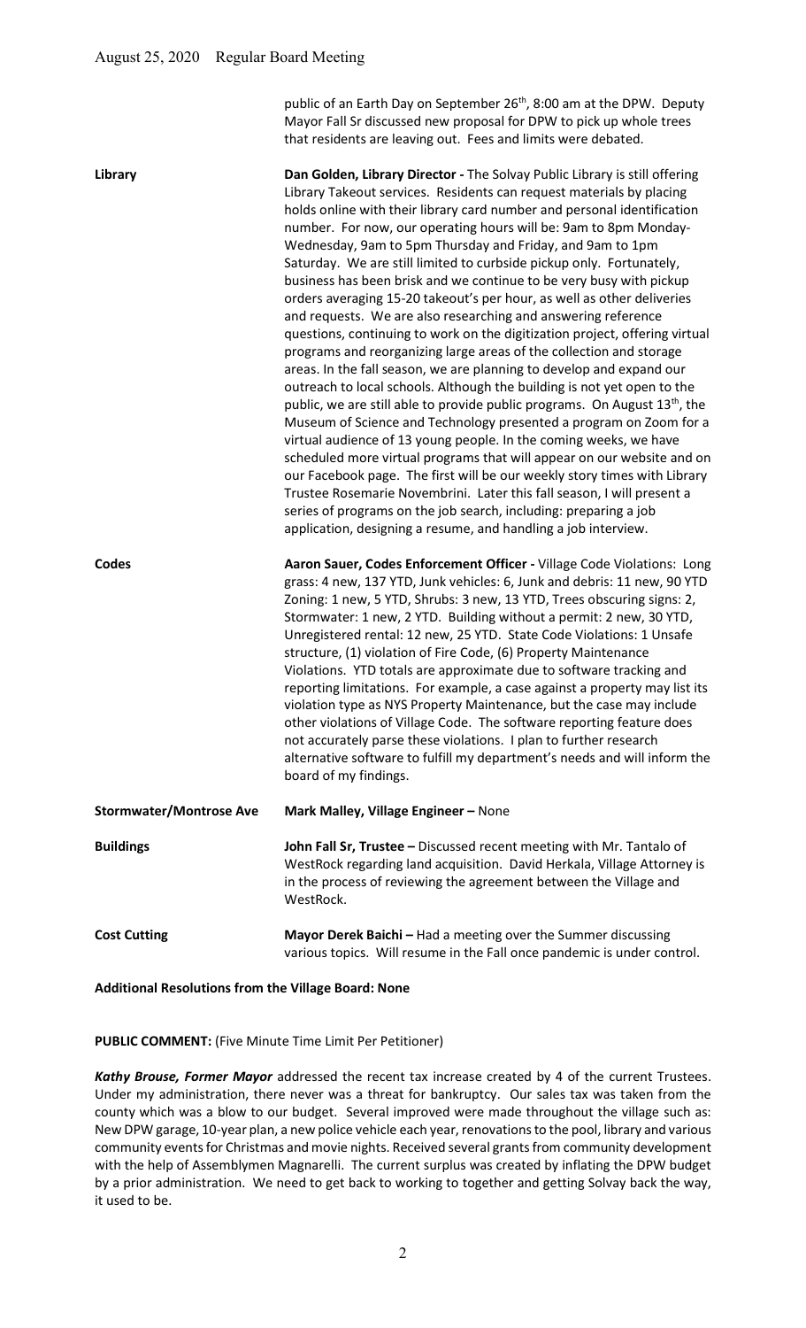public of an Earth Day on September 26th, 8:00 am at the DPW. Deputy Mayor Fall Sr discussed new proposal for DPW to pick up whole trees that residents are leaving out. Fees and limits were debated.

**Library** — **Dan Golden, Library Director -** The Solvay Public Library is still offering Library Takeout services. Residents can request materials by placing holds online with their library card number and personal identification number. For now, our operating hours will be: 9am to 8pm Monday-Wednesday, 9am to 5pm Thursday and Friday, and 9am to 1pm Saturday. We are still limited to curbside pickup only. Fortunately, business has been brisk and we continue to be very busy with pickup orders averaging 15-20 takeout's per hour, as well as other deliveries and requests. We are also researching and answering reference questions, continuing to work on the digitization project, offering virtual programs and reorganizing large areas of the collection and storage areas. In the fall season, we are planning to develop and expand our outreach to local schools. Although the building is not yet open to the public, we are still able to provide public programs. On August 13th, the Museum of Science and Technology presented a program on Zoom for a virtual audience of 13 young people. In the coming weeks, we have scheduled more virtual programs that will appear on our website and on our Facebook page. The first will be our weekly story times with Library Trustee Rosemarie Novembrini. Later this fall season, I will present a series of programs on the job search, including: preparing a job application, designing a resume, and handling a job interview.

**Codes** — **Aaron Sauer, Codes Enforcement Officer -** Village Code Violations: Long grass: 4 new, 137 YTD, Junk vehicles: 6, Junk and debris: 11 new, 90 YTD Zoning: 1 new, 5 YTD, Shrubs: 3 new, 13 YTD, Trees obscuring signs: 2, Stormwater: 1 new, 2 YTD. Building without a permit: 2 new, 30 YTD, Unregistered rental: 12 new, 25 YTD. State Code Violations: 1 Unsafe structure, (1) violation of Fire Code, (6) Property Maintenance Violations. YTD totals are approximate due to software tracking and reporting limitations. For example, a case against a property may list its violation type as NYS Property Maintenance, but the case may include other violations of Village Code. The software reporting feature does not accurately parse these violations. I plan to further research alternative software to fulfill my department's needs and will inform the board of my findings.

**Stormwater/Montrose Ave** — **Mark Malley, Village Engineer –** None

**Buildings** — **John Fall Sr, Trustee –** Discussed recent meeting with Mr. Tantalo of WestRock regarding land acquisition. David Herkala, Village Attorney is in the process of reviewing the agreement between the Village and WestRock.

**Cost Cutting** — **Mayor Derek Baichi –** Had a meeting over the Summer discussing various topics. Will resume in the Fall once pandemic is under control.

**Additional Resolutions from the Village Board: None**

**PUBLIC COMMENT:** (Five Minute Time Limit Per Petitioner)

***Kathy Brouse, Former Mayor*** addressed the recent tax increase created by 4 of the current Trustees. Under my administration, there never was a threat for bankruptcy. Our sales tax was taken from the county which was a blow to our budget. Several improved were made throughout the village such as: New DPW garage, 10-year plan, a new police vehicle each year, renovations to the pool, library and various community events for Christmas and movie nights. Received several grants from community development with the help of Assemblymen Magnarelli. The current surplus was created by inflating the DPW budget by a prior administration. We need to get back to working to together and getting Solvay back the way, it used to be.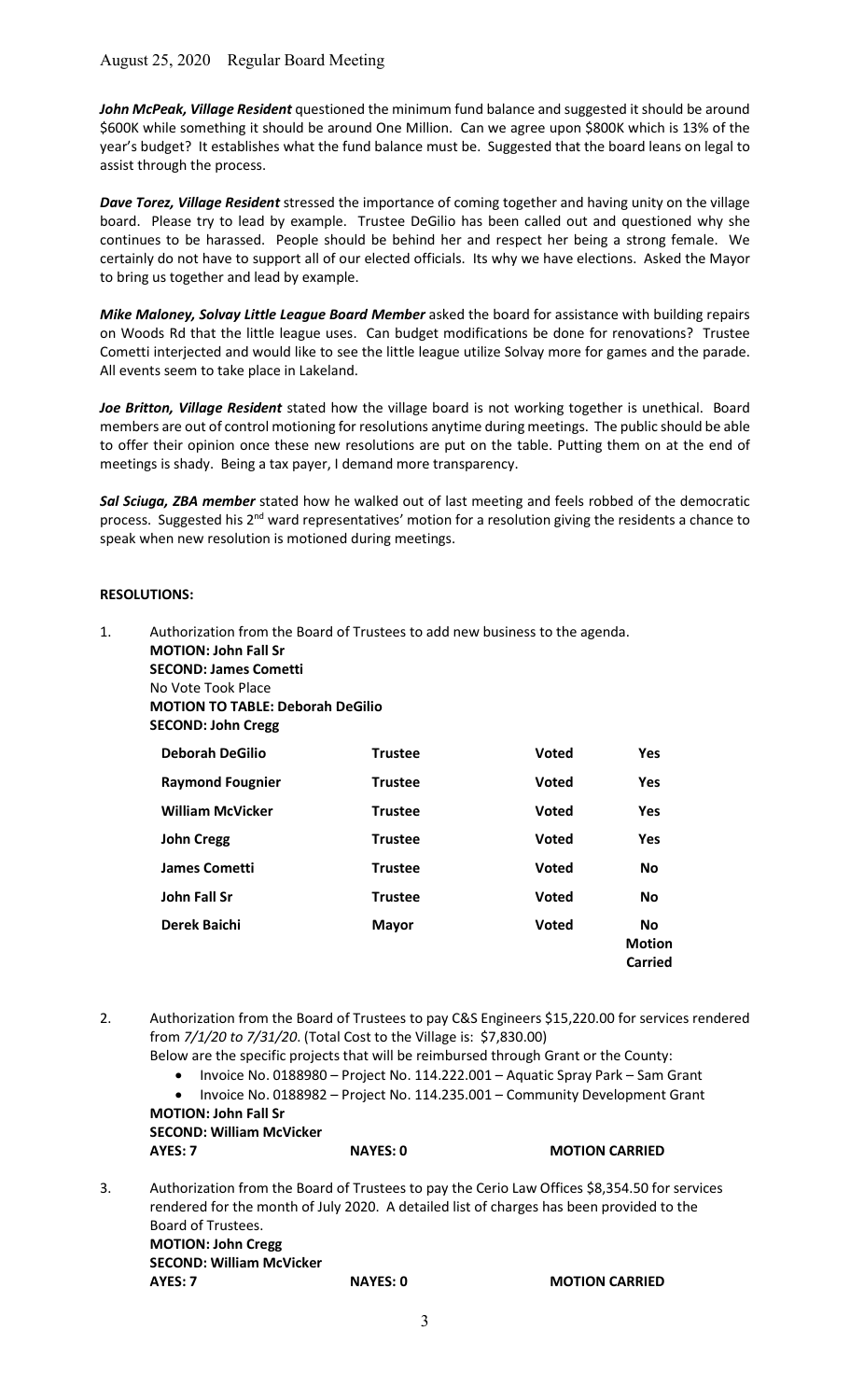***John McPeak, Village Resident*** questioned the minimum fund balance and suggested it should be around \$600K while something it should be around One Million. Can we agree upon \$800K which is 13% of the year's budget? It establishes what the fund balance must be. Suggested that the board leans on legal to assist through the process.

***Dave Torez, Village Resident*** stressed the importance of coming together and having unity on the village board. Please try to lead by example. Trustee DeGilio has been called out and questioned why she continues to be harassed. People should be behind her and respect her being a strong female. We certainly do not have to support all of our elected officials. Its why we have elections. Asked the Mayor to bring us together and lead by example.

***Mike Maloney, Solvay Little League Board Member*** asked the board for assistance with building repairs on Woods Rd that the little league uses. Can budget modifications be done for renovations? Trustee Cometti interjected and would like to see the little league utilize Solvay more for games and the parade. All events seem to take place in Lakeland.

***Joe Britton, Village Resident*** stated how the village board is not working together is unethical. Board members are out of control motioning for resolutions anytime during meetings. The public should be able to offer their opinion once these new resolutions are put on the table. Putting them on at the end of meetings is shady. Being a tax payer, I demand more transparency.

***Sal Sciuga, ZBA member*** stated how he walked out of last meeting and feels robbed of the democratic process. Suggested his 2nd ward representatives' motion for a resolution giving the residents a chance to speak when new resolution is motioned during meetings.

**RESOLUTIONS:**

1. Authorization from the Board of Trustees to add new business to the agenda.
   **MOTION: John Fall Sr**
   **SECOND: James Cometti**
   No Vote Took Place
   **MOTION TO TABLE: Deborah DeGilio**
   **SECOND: John Cregg**

| | | | |
|---|---|---|---|
| **Deborah DeGilio** | **Trustee** | **Voted** | **Yes** |
| **Raymond Fougnier** | **Trustee** | **Voted** | **Yes** |
| **William McVicker** | **Trustee** | **Voted** | **Yes** |
| **John Cregg** | **Trustee** | **Voted** | **Yes** |
| **James Cometti** | **Trustee** | **Voted** | **No** |
| **John Fall Sr** | **Trustee** | **Voted** | **No** |
| **Derek Baichi** | **Mayor** | **Voted** | **No** **Motion Carried** |

2. Authorization from the Board of Trustees to pay C&S Engineers \$15,220.00 for services rendered from *7/1/20 to 7/31/20*. (Total Cost to the Village is: \$7,830.00)
   Below are the specific projects that will be reimbursed through Grant or the County:
   - Invoice No. 0188980 – Project No. 114.222.001 – Aquatic Spray Park – Sam Grant
   - Invoice No. 0188982 – Project No. 114.235.001 – Community Development Grant

   **MOTION: John Fall Sr**
   **SECOND: William McVicker**
   **AYES: 7 NAYES: 0 MOTION CARRIED**

3. Authorization from the Board of Trustees to pay the Cerio Law Offices \$8,354.50 for services rendered for the month of July 2020. A detailed list of charges has been provided to the Board of Trustees.
   **MOTION: John Cregg**
   **SECOND: William McVicker**
   **AYES: 7 NAYES: 0 MOTION CARRIED**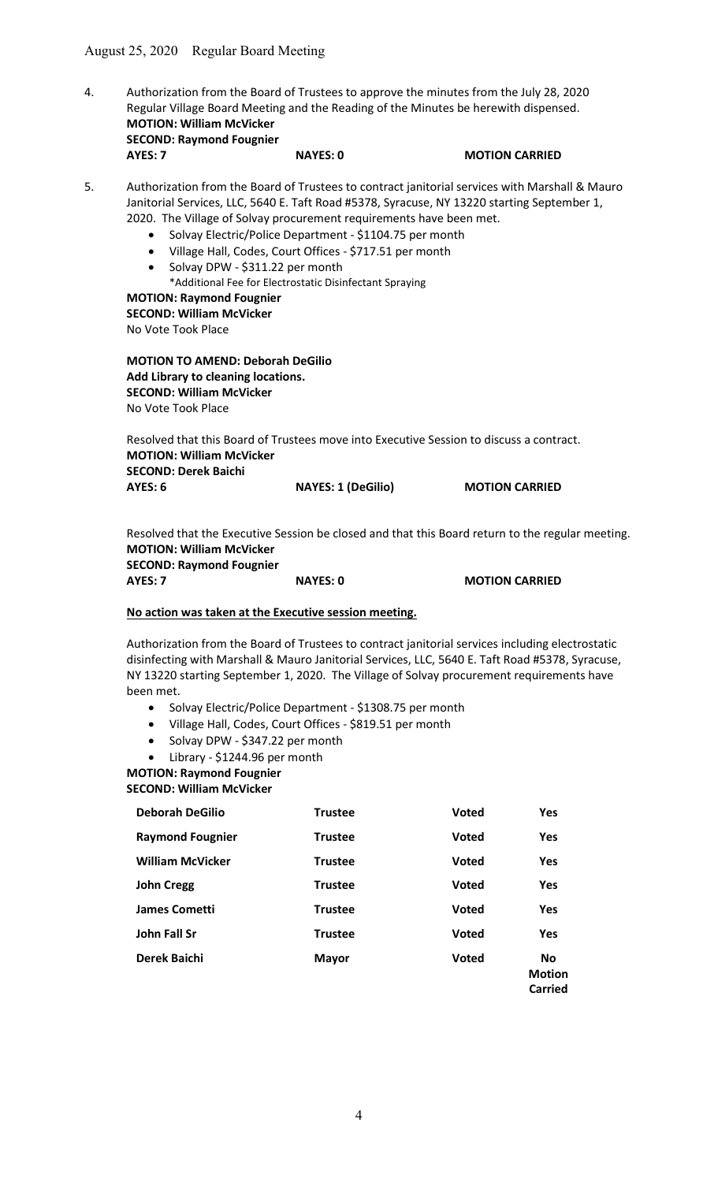4. Authorization from the Board of Trustees to approve the minutes from the July 28, 2020 Regular Village Board Meeting and the Reading of the Minutes be herewith dispensed.
   **MOTION: William McVicker**
   **SECOND: Raymond Fougnier**
   **AYES: 7 NAYES: 0 MOTION CARRIED**

5. Authorization from the Board of Trustees to contract janitorial services with Marshall & Mauro Janitorial Services, LLC, 5640 E. Taft Road #5378, Syracuse, NY 13220 starting September 1, 2020. The Village of Solvay procurement requirements have been met.
   - Solvay Electric/Police Department - $1104.75 per month
   - Village Hall, Codes, Court Offices - $717.51 per month
   - Solvay DPW - $311.22 per month
     *Additional Fee for Electrostatic Disinfectant Spraying

   **MOTION: Raymond Fougnier**
   **SECOND: William McVicker**
   No Vote Took Place

   **MOTION TO AMEND: Deborah DeGilio**
   **Add Library to cleaning locations.**
   **SECOND: William McVicker**
   No Vote Took Place

   Resolved that this Board of Trustees move into Executive Session to discuss a contract.
   **MOTION: William McVicker**
   **SECOND: Derek Baichi**
   **AYES: 6 NAYES: 1 (DeGilio) MOTION CARRIED**

   Resolved that the Executive Session be closed and that this Board return to the regular meeting.
   **MOTION: William McVicker**
   **SECOND: Raymond Fougnier**
   **AYES: 7 NAYES: 0 MOTION CARRIED**

   **No action was taken at the Executive session meeting.**

   Authorization from the Board of Trustees to contract janitorial services including electrostatic disinfecting with Marshall & Mauro Janitorial Services, LLC, 5640 E. Taft Road #5378, Syracuse, NY 13220 starting September 1, 2020. The Village of Solvay procurement requirements have been met.
   - Solvay Electric/Police Department - $1308.75 per month
   - Village Hall, Codes, Court Offices - $819.51 per month
   - Solvay DPW - $347.22 per month
   - Library - $1244.96 per month

   **MOTION: Raymond Fougnier**
   **SECOND: William McVicker**

| | | | |
|---|---|---|---|
| **Deborah DeGilio** | **Trustee** | **Voted** | **Yes** |
| **Raymond Fougnier** | **Trustee** | **Voted** | **Yes** |
| **William McVicker** | **Trustee** | **Voted** | **Yes** |
| **John Cregg** | **Trustee** | **Voted** | **Yes** |
| **James Cometti** | **Trustee** | **Voted** | **Yes** |
| **John Fall Sr** | **Trustee** | **Voted** | **Yes** |
| **Derek Baichi** | **Mayor** | **Voted** | **No** |
| | | | **Motion Carried** |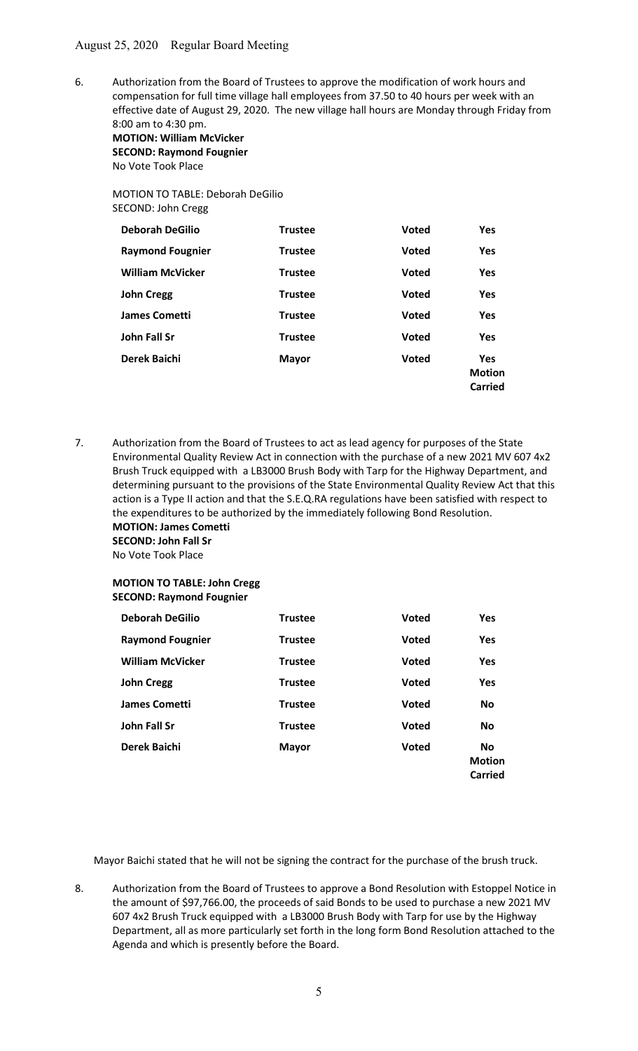August 25, 2020 Regular Board Meeting

6. Authorization from the Board of Trustees to approve the modification of work hours and compensation for full time village hall employees from 37.50 to 40 hours per week with an effective date of August 29, 2020. The new village hall hours are Monday through Friday from 8:00 am to 4:30 pm.
   **MOTION: William McVicker**
   **SECOND: Raymond Fougnier**
   No Vote Took Place

   MOTION TO TABLE: Deborah DeGilio
   SECOND: John Cregg

| | | | |
|---|---|---|---|
| **Deborah DeGilio** | **Trustee** | **Voted** | **Yes** |
| **Raymond Fougnier** | **Trustee** | **Voted** | **Yes** |
| **William McVicker** | **Trustee** | **Voted** | **Yes** |
| **John Cregg** | **Trustee** | **Voted** | **Yes** |
| **James Cometti** | **Trustee** | **Voted** | **Yes** |
| **John Fall Sr** | **Trustee** | **Voted** | **Yes** |
| **Derek Baichi** | **Mayor** | **Voted** | **Yes Motion Carried** |

7. Authorization from the Board of Trustees to act as lead agency for purposes of the State Environmental Quality Review Act in connection with the purchase of a new 2021 MV 607 4x2 Brush Truck equipped with a LB3000 Brush Body with Tarp for the Highway Department, and determining pursuant to the provisions of the State Environmental Quality Review Act that this action is a Type II action and that the S.E.Q.RA regulations have been satisfied with respect to the expenditures to be authorized by the immediately following Bond Resolution.
   **MOTION: James Cometti**
   **SECOND: John Fall Sr**
   No Vote Took Place

   **MOTION TO TABLE: John Cregg**
   **SECOND: Raymond Fougnier**

| | | | |
|---|---|---|---|
| **Deborah DeGilio** | **Trustee** | **Voted** | **Yes** |
| **Raymond Fougnier** | **Trustee** | **Voted** | **Yes** |
| **William McVicker** | **Trustee** | **Voted** | **Yes** |
| **John Cregg** | **Trustee** | **Voted** | **Yes** |
| **James Cometti** | **Trustee** | **Voted** | **No** |
| **John Fall Sr** | **Trustee** | **Voted** | **No** |
| **Derek Baichi** | **Mayor** | **Voted** | **No Motion Carried** |

Mayor Baichi stated that he will not be signing the contract for the purchase of the brush truck.

8. Authorization from the Board of Trustees to approve a Bond Resolution with Estoppel Notice in the amount of $97,766.00, the proceeds of said Bonds to be used to purchase a new 2021 MV 607 4x2 Brush Truck equipped with a LB3000 Brush Body with Tarp for use by the Highway Department, all as more particularly set forth in the long form Bond Resolution attached to the Agenda and which is presently before the Board.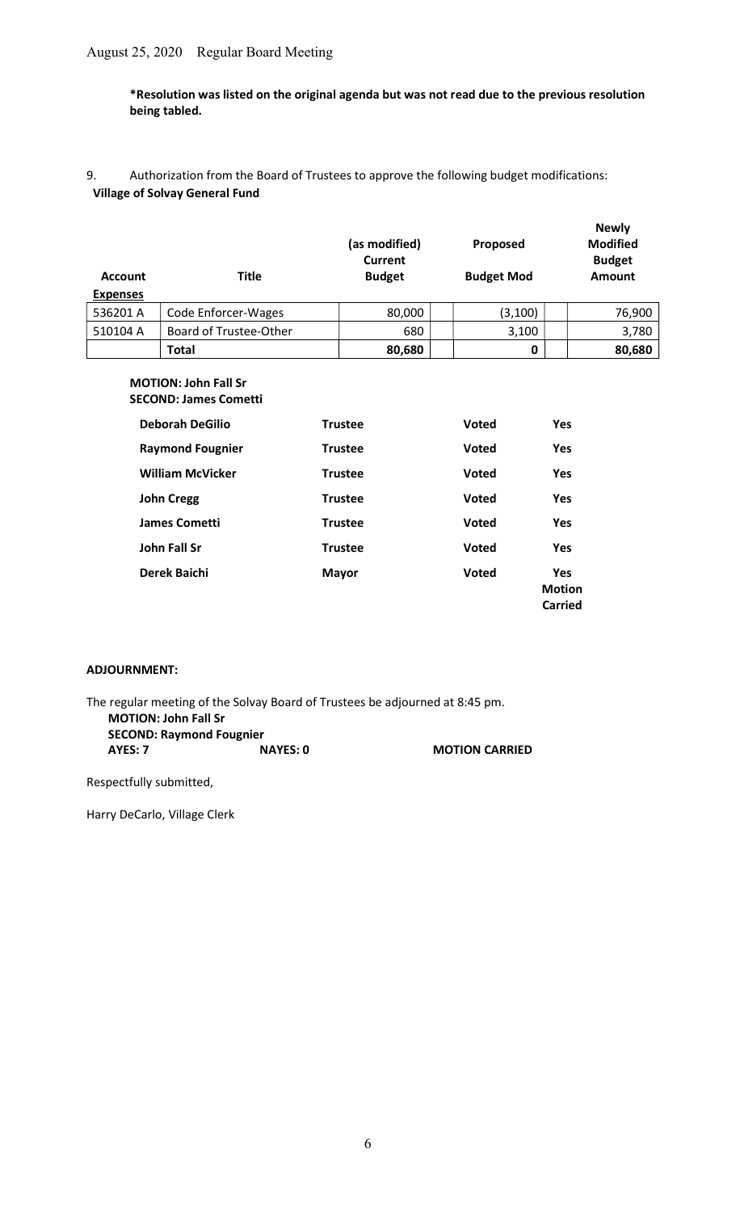**\*Resolution was listed on the original agenda but was not read due to the previous resolution being tabled.**

9. Authorization from the Board of Trustees to approve the following budget modifications:

**Village of Solvay General Fund**

| **Account** | **Title** | **(as modified) Current Budget** | **Proposed Budget Mod** | **Newly Modified Budget Amount** |
|---|---|---|---|---|
| **Expenses** | | | | |
| 536201 A | Code Enforcer-Wages | 80,000 | (3,100) | 76,900 |
| 510104 A | Board of Trustee-Other | 680 | 3,100 | 3,780 |
| | **Total** | **80,680** | **0** | **80,680** |

**MOTION: John Fall Sr**
**SECOND: James Cometti**

| | | | |
|---|---|---|---|
| **Deborah DeGilio** | **Trustee** | **Voted** | **Yes** |
| **Raymond Fougnier** | **Trustee** | **Voted** | **Yes** |
| **William McVicker** | **Trustee** | **Voted** | **Yes** |
| **John Cregg** | **Trustee** | **Voted** | **Yes** |
| **James Cometti** | **Trustee** | **Voted** | **Yes** |
| **John Fall Sr** | **Trustee** | **Voted** | **Yes** |
| **Derek Baichi** | **Mayor** | **Voted** | **Yes Motion Carried** |

**ADJOURNMENT:**

The regular meeting of the Solvay Board of Trustees be adjourned at 8:45 pm.

**MOTION: John Fall Sr**
**SECOND: Raymond Fougnier**
**AYES: 7** **NAYES: 0** **MOTION CARRIED**

Respectfully submitted,

Harry DeCarlo, Village Clerk